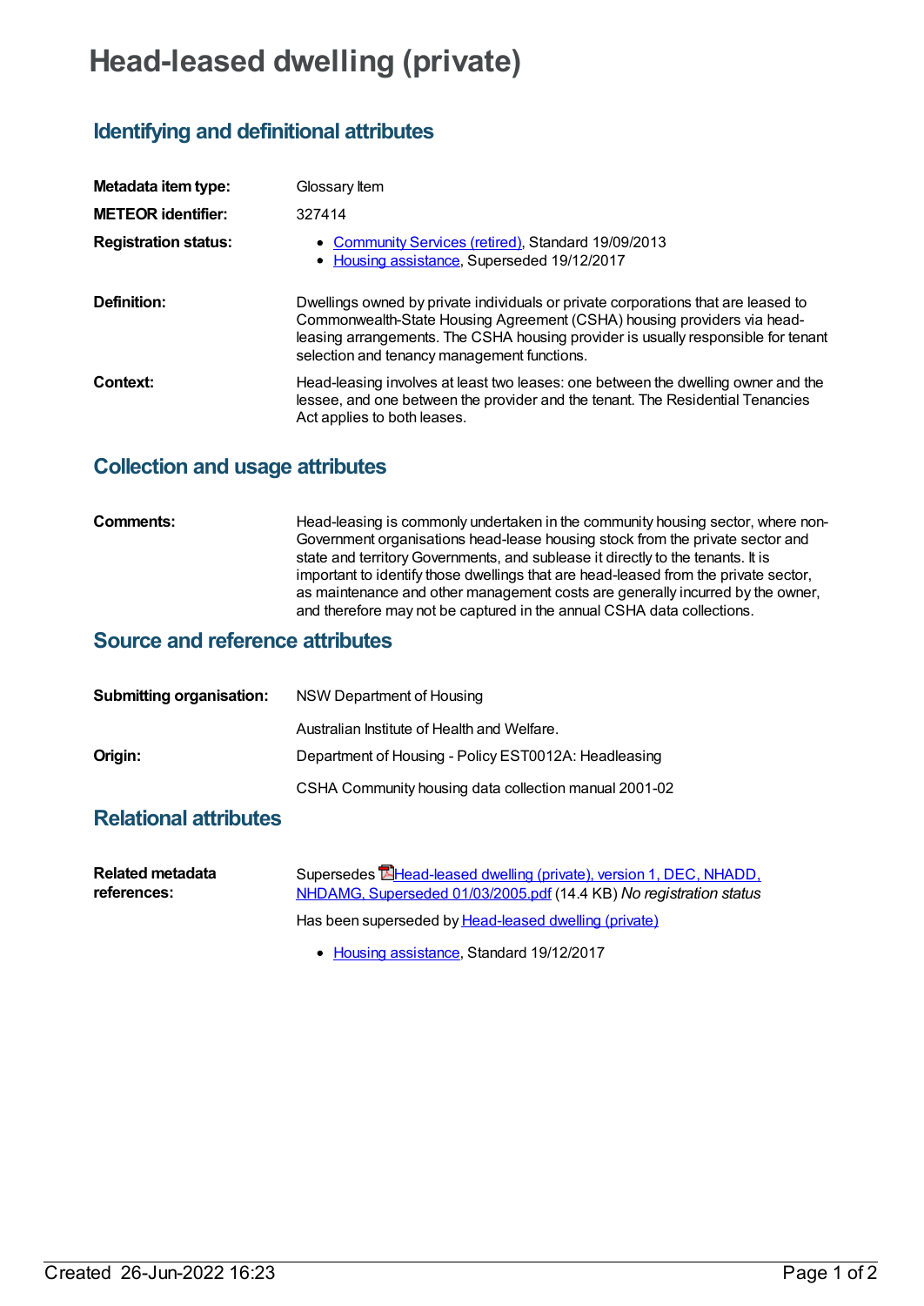# Head-leased dwelling (private)

## Identifying and definitional attributes

| | |
|---|---|
| **Metadata item type:** | Glossary Item |
| **METEOR identifier:** | 327414 |
| **Registration status:** | • Community Services (retired), Standard 19/09/2013<br>• Housing assistance, Superseded 19/12/2017 |
| **Definition:** | Dwellings owned by private individuals or private corporations that are leased to Commonwealth-State Housing Agreement (CSHA) housing providers via head-leasing arrangements. The CSHA housing provider is usually responsible for tenant selection and tenancy management functions. |
| **Context:** | Head-leasing involves at least two leases: one between the dwelling owner and the lessee, and one between the provider and the tenant. The Residential Tenancies Act applies to both leases. |

## Collection and usage attributes

| | |
|---|---|
| **Comments:** | Head-leasing is commonly undertaken in the community housing sector, where non-Government organisations head-lease housing stock from the private sector and state and territory Governments, and sublease it directly to the tenants. It is important to identify those dwellings that are head-leased from the private sector, as maintenance and other management costs are generally incurred by the owner, and therefore may not be captured in the annual CSHA data collections. |

## Source and reference attributes

| | |
|---|---|
| **Submitting organisation:** | NSW Department of Housing<br><br>Australian Institute of Health and Welfare. |
| **Origin:** | Department of Housing - Policy EST0012A: Headleasing<br><br>CSHA Community housing data collection manual 2001-02 |

## Relational attributes

| | |
|---|---|
| **Related metadata references:** | Supersedes Head-leased dwelling (private), version 1, DEC, NHADD, NHDAMG, Superseded 01/03/2005.pdf (14.4 KB) *No registration status*<br><br>Has been superseded by Head-leased dwelling (private)<br>• Housing assistance, Standard 19/12/2017 |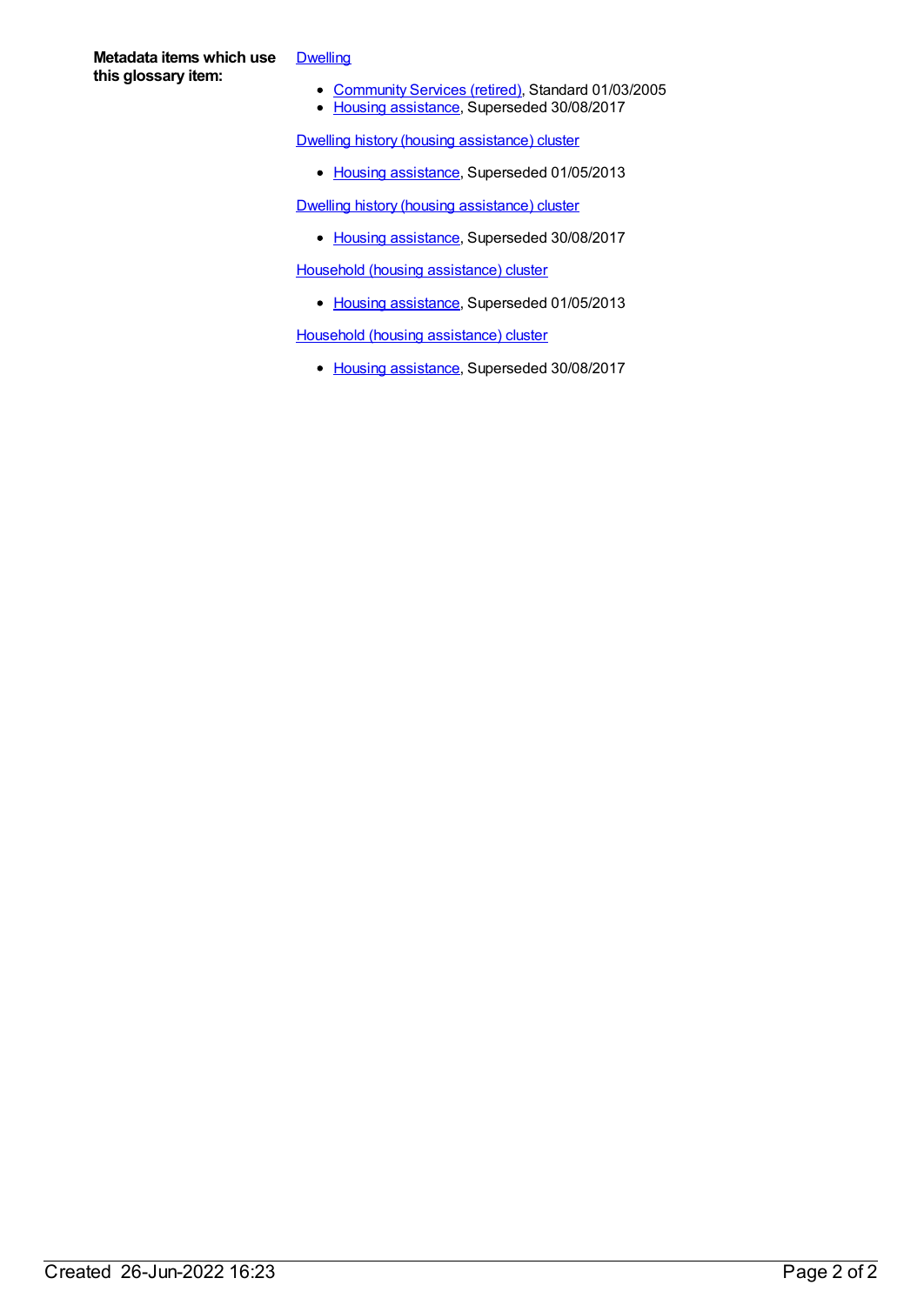**Metadata items which use this glossary item:**

Dwelling

- Community Services (retired), Standard 01/03/2005
- Housing assistance, Superseded 30/08/2017

Dwelling history (housing assistance) cluster

- Housing assistance, Superseded 01/05/2013

Dwelling history (housing assistance) cluster

- Housing assistance, Superseded 30/08/2017

Household (housing assistance) cluster

- Housing assistance, Superseded 01/05/2013

Household (housing assistance) cluster

- Housing assistance, Superseded 30/08/2017